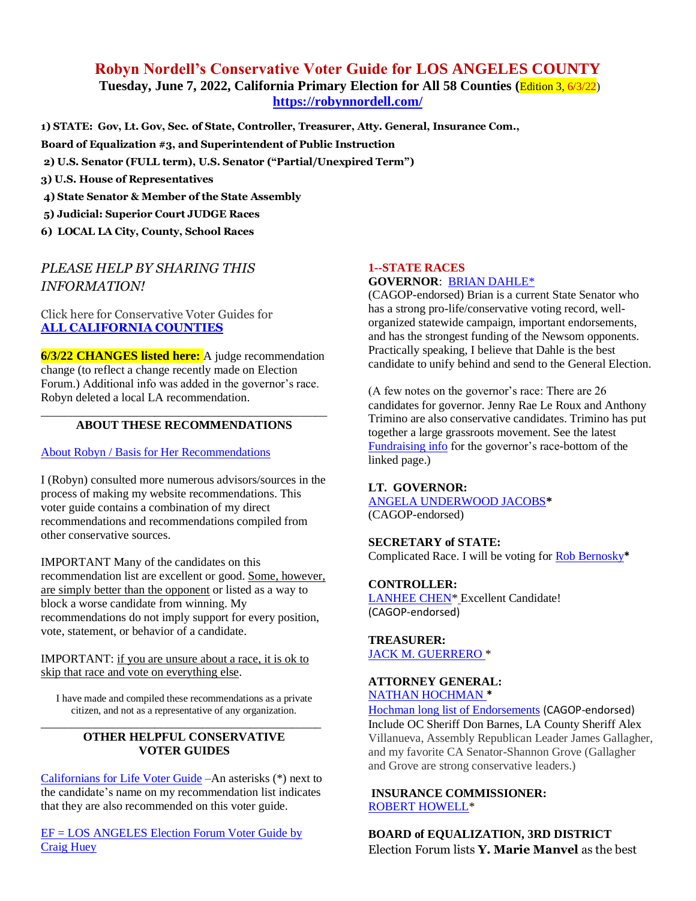# Robyn Nordell's Conservative Voter Guide for LOS ANGELES COUNTY

**Tuesday, June 7, 2022, California Primary Election for All 58 Counties (Edition 3, 6/3/22)**

**https://robynnordell.com/**

**1) STATE: Gov, Lt. Gov, Sec. of State, Controller, Treasurer, Atty. General, Insurance Com., Board of Equalization #3, and Superintendent of Public Instruction**

**2) U.S. Senator (FULL term), U.S. Senator ("Partial/Unexpired Term")**

**3) U.S. House of Representatives**

**4) State Senator & Member of the State Assembly**

**5) Judicial: Superior Court JUDGE Races**

**6) LOCAL LA City, County, School Races**

*PLEASE HELP BY SHARING THIS INFORMATION!*

Click here for Conservative Voter Guides for **ALL CALIFORNIA COUNTIES**

**6/3/22 CHANGES listed here:** A judge recommendation change (to reflect a change recently made on Election Forum.) Additional info was added in the governor's race. Robyn deleted a local LA recommendation.

---

### ABOUT THESE RECOMMENDATIONS

About Robyn / Basis for Her Recommendations

I (Robyn) consulted more numerous advisors/sources in the process of making my website recommendations. This voter guide contains a combination of my direct recommendations and recommendations compiled from other conservative sources.

IMPORTANT Many of the candidates on this recommendation list are excellent or good. Some, however, are simply better than the opponent or listed as a way to block a worse candidate from winning. My recommendations do not imply support for every position, vote, statement, or behavior of a candidate.

IMPORTANT: if you are unsure about a race, it is ok to skip that race and vote on everything else.

I have made and compiled these recommendations as a private citizen, and not as a representative of any organization.

---

### OTHER HELPFUL CONSERVATIVE VOTER GUIDES

Californians for Life Voter Guide –An asterisks (*) next to the candidate's name on my recommendation list indicates that they are also recommended on this voter guide.

EF = LOS ANGELES Election Forum Voter Guide by Craig Huey

## 1--STATE RACES

**GOVERNOR**: BRIAN DAHLE*

(CAGOP-endorsed) Brian is a current State Senator who has a strong pro-life/conservative voting record, well-organized statewide campaign, important endorsements, and has the strongest funding of the Newsom opponents. Practically speaking, I believe that Dahle is the best candidate to unify behind and send to the General Election.

(A few notes on the governor's race: There are 26 candidates for governor. Jenny Rae Le Roux and Anthony Trimino are also conservative candidates. Trimino has put together a large grassroots movement. See the latest Fundraising info for the governor's race-bottom of the linked page.)

**LT. GOVERNOR:**

ANGELA UNDERWOOD JACOBS**\***
(CAGOP-endorsed)

**SECRETARY of STATE:**

Complicated Race. I will be voting for Rob Bernosky**\***

**CONTROLLER:**

LANHEE CHEN* Excellent Candidate!
(CAGOP-endorsed)

**TREASURER:**

JACK M. GUERRERO *

**ATTORNEY GENERAL:**

NATHAN HOCHMAN **\***

Hochman long list of Endorsements (CAGOP-endorsed)
Include OC Sheriff Don Barnes, LA County Sheriff Alex Villanueva, Assembly Republican Leader James Gallagher, and my favorite CA Senator-Shannon Grove (Gallagher and Grove are strong conservative leaders.)

**INSURANCE COMMISSIONER:**

ROBERT HOWELL*

**BOARD of EQUALIZATION, 3RD DISTRICT**

Election Forum lists **Y. Marie Manvel** as the best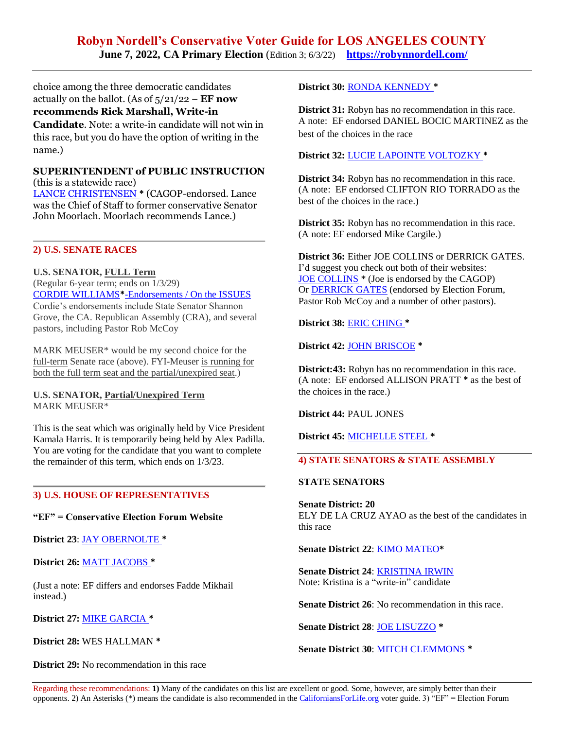choice among the three democratic candidates actually on the ballot. (As of 5/21/22 – **EF now recommends Rick Marshall, Write-in Candidate**. Note: a write-in candidate will not win in this race, but you do have the option of writing in the name.)

**SUPERINTENDENT of PUBLIC INSTRUCTION**
(this is a statewide race)
LANCE CHRISTENSEN **\*** (CAGOP-endorsed. Lance was the Chief of Staff to former conservative Senator John Moorlach. Moorlach recommends Lance.)

## 2) U.S. SENATE RACES

**U.S. SENATOR, FULL Term**
(Regular 6-year term; ends on 1/3/29)
CORDIE WILLIAMS**\***-Endorsements / On the ISSUES
Cordie's endorsements include State Senator Shannon Grove, the CA. Republican Assembly (CRA), and several pastors, including Pastor Rob McCoy

MARK MEUSER\* would be my second choice for the full-term Senate race (above). FYI-Meuser is running for both the full term seat and the partial/unexpired seat.)

**U.S. SENATOR, Partial/Unexpired Term**
MARK MEUSER\*

This is the seat which was originally held by Vice President Kamala Harris. It is temporarily being held by Alex Padilla. You are voting for the candidate that you want to complete the remainder of this term, which ends on 1/3/23.

## 3) U.S. HOUSE OF REPRESENTATIVES

**"EF" = Conservative Election Forum Website**

**District 23**: JAY OBERNOLTE **\***

**District 26:** MATT JACOBS **\***

(Just a note: EF differs and endorses Fadde Mikhail instead.)

**District 27:** MIKE GARCIA **\***

**District 28:** WES HALLMAN **\***

**District 29:** No recommendation in this race

**District 30:** RONDA KENNEDY **\***

**District 31:** Robyn has no recommendation in this race. A note: EF endorsed DANIEL BOCIC MARTINEZ as the best of the choices in the race

**District 32:** LUCIE LAPOINTE VOLTOZKY **\***

**District 34:** Robyn has no recommendation in this race. (A note: EF endorsed CLIFTON RIO TORRADO as the best of the choices in the race.)

**District 35:** Robyn has no recommendation in this race. (A note: EF endorsed Mike Cargile.)

**District 36:** Either JOE COLLINS or DERRICK GATES. I'd suggest you check out both of their websites:
JOE COLLINS \* (Joe is endorsed by the CAGOP)
Or DERRICK GATES (endorsed by Election Forum, Pastor Rob McCoy and a number of other pastors).

**District 38:** ERIC CHING **\***

**District 42:** JOHN BRISCOE **\***

**District:43:** Robyn has no recommendation in this race. (A note: EF endorsed ALLISON PRATT **\*** as the best of the choices in the race.)

**District 44:** PAUL JONES

**District 45:** MICHELLE STEEL **\***

## 4) STATE SENATORS & STATE ASSEMBLY

**STATE SENATORS**

**Senate District: 20**
ELY DE LA CRUZ AYAO as the best of the candidates in this race

**Senate District 22**: KIMO MATEO**\***

**Senate District 24**: KRISTINA IRWIN
Note: Kristina is a "write-in" candidate

**Senate District 26**: No recommendation in this race.

**Senate District 28**: JOE LISUZZO **\***

**Senate District 30**: MITCH CLEMMONS **\***

Regarding these recommendations: **1)** Many of the candidates on this list are excellent or good. Some, however, are simply better than their opponents. 2) An Asterisks (\*) means the candidate is also recommended in the CaliforniansForLife.org voter guide. 3) "EF" = Election Forum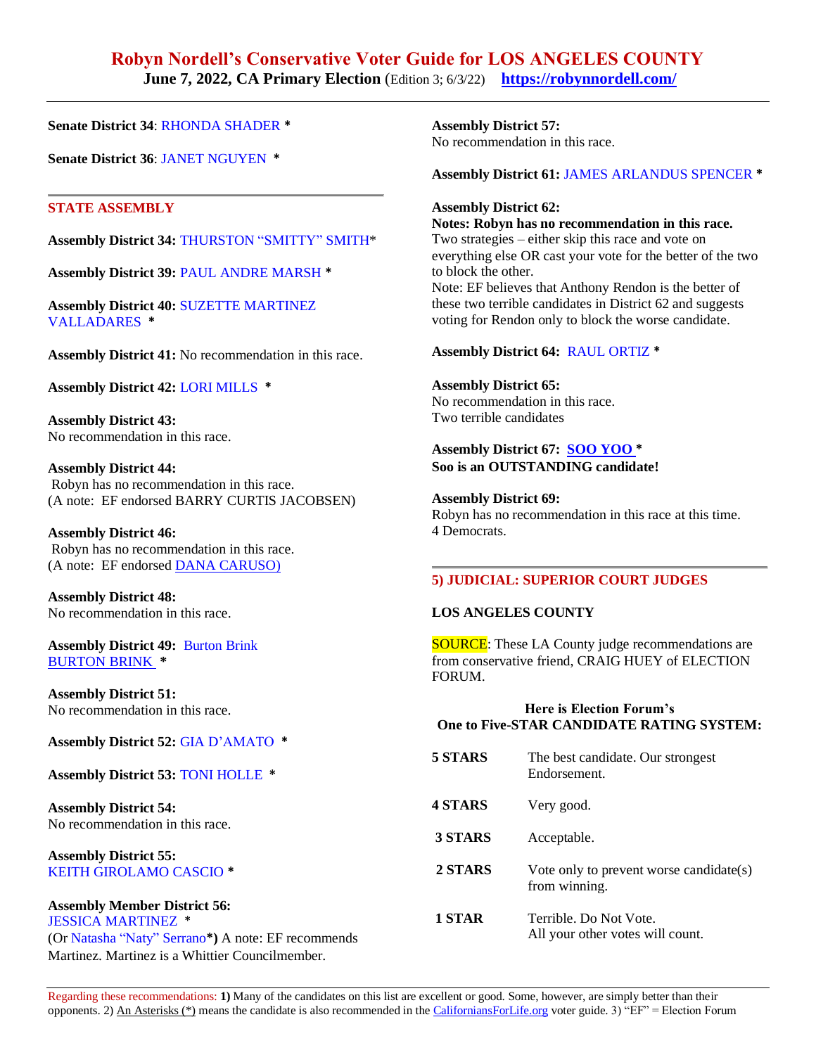# Robyn Nordell's Conservative Voter Guide for LOS ANGELES COUNTY

**June 7, 2022, CA Primary Election** (Edition 3; 6/3/22) **https://robynnordell.com/**

**Senate District 34**: RHONDA SHADER *

**Senate District 36**: JANET NGUYEN *

## STATE ASSEMBLY

**Assembly District 34:** THURSTON "SMITTY" SMITH*

**Assembly District 39:** PAUL ANDRE MARSH *

**Assembly District 40:** SUZETTE MARTINEZ VALLADARES *

**Assembly District 41:** No recommendation in this race.

**Assembly District 42:** LORI MILLS *

**Assembly District 43:**
No recommendation in this race.

**Assembly District 44:**
Robyn has no recommendation in this race.
(A note: EF endorsed BARRY CURTIS JACOBSEN)

**Assembly District 46:**
Robyn has no recommendation in this race.
(A note: EF endorsed DANA CARUSO)

**Assembly District 48:**
No recommendation in this race.

**Assembly District 49:** Burton Brink
BURTON BRINK *

**Assembly District 51:**
No recommendation in this race.

**Assembly District 52:** GIA D'AMATO *

**Assembly District 53:** TONI HOLLE *

**Assembly District 54:**
No recommendation in this race.

**Assembly District 55:**
KEITH GIROLAMO CASCIO *

**Assembly Member District 56:**
JESSICA MARTINEZ *
(Or Natasha "Naty" Serrano*) A note: EF recommends Martinez. Martinez is a Whittier Councilmember.

**Assembly District 57:**
No recommendation in this race.

**Assembly District 61:** JAMES ARLANDUS SPENCER *

**Assembly District 62:**
**Notes: Robyn has no recommendation in this race.**
Two strategies – either skip this race and vote on everything else OR cast your vote for the better of the two to block the other.
Note: EF believes that Anthony Rendon is the better of these two terrible candidates in District 62 and suggests voting for Rendon only to block the worse candidate.

**Assembly District 64:** RAUL ORTIZ *

**Assembly District 65:**
No recommendation in this race.
Two terrible candidates

**Assembly District 67:** **SOO YOO** *
**Soo is an OUTSTANDING candidate!**

**Assembly District 69:**
Robyn has no recommendation in this race at this time.
4 Democrats.

## 5) JUDICIAL: SUPERIOR COURT JUDGES

**LOS ANGELES COUNTY**

SOURCE: These LA County judge recommendations are from conservative friend, CRAIG HUEY of ELECTION FORUM.

**Here is Election Forum's**
**One to Five-STAR CANDIDATE RATING SYSTEM:**

| | |
|---|---|
| **5 STARS** | The best candidate. Our strongest Endorsement. |
| **4 STARS** | Very good. |
| **3 STARS** | Acceptable. |
| **2 STARS** | Vote only to prevent worse candidate(s) from winning. |
| **1 STAR** | Terrible. Do Not Vote. All your other votes will count. |

Regarding these recommendations: **1)** Many of the candidates on this list are excellent or good. Some, however, are simply better than their opponents. 2) An Asterisks (*) means the candidate is also recommended in the CaliforniansForLife.org voter guide. 3) "EF" = Election Forum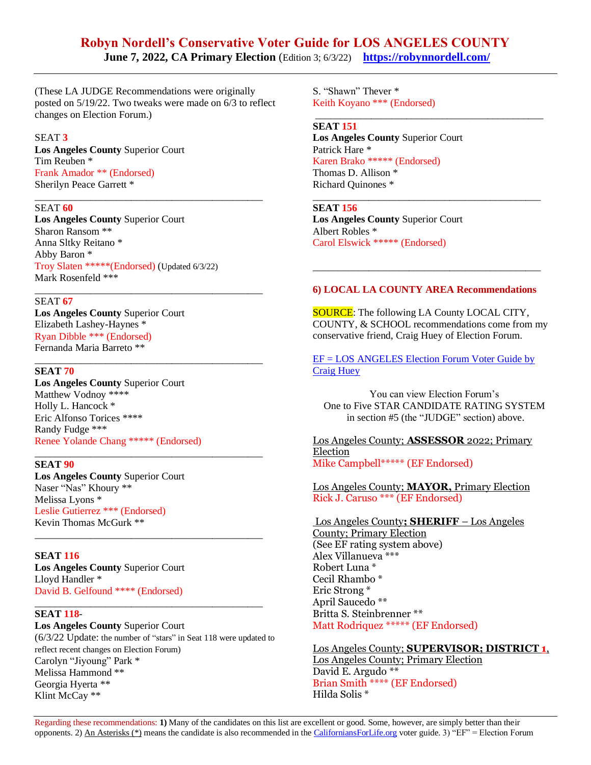(These LA JUDGE Recommendations were originally posted on 5/19/22. Two tweaks were made on 6/3 to reflect changes on Election Forum.)

SEAT **3**
**Los Angeles County** Superior Court
Tim Reuben *
Frank Amador ** (Endorsed)
Sherilyn Peace Garrett *

---

SEAT **60**
**Los Angeles County** Superior Court
Sharon Ransom **
Anna Sltky Reitano *
Abby Baron *
Troy Slaten *****(Endorsed) (Updated 6/3/22)
Mark Rosenfeld ***

---

SEAT **67**
**Los Angeles County** Superior Court
Elizabeth Lashey-Haynes *
Ryan Dibble *** (Endorsed)
Fernanda Maria Barreto **

---

**SEAT 70**
**Los Angeles County** Superior Court
Matthew Vodnoy ****
Holly L. Hancock *
Eric Alfonso Torices ****
Randy Fudge ***
Renee Yolande Chang ***** (Endorsed)

---

**SEAT 90**
**Los Angeles County** Superior Court
Naser "Nas" Khoury **
Melissa Lyons *
Leslie Gutierrez *** (Endorsed)
Kevin Thomas McGurk **

---

**SEAT 116**
**Los Angeles County** Superior Court
Lloyd Handler *
David B. Gelfound **** (Endorsed)

---

**SEAT 118**-
**Los Angeles County** Superior Court
(6/3/22 Update: the number of "stars" in Seat 118 were updated to reflect recent changes on Election Forum)
Carolyn "Jiyoung" Park *
Melissa Hammond **
Georgia Hyerta **
Klint McCay **
S. "Shawn" Thever *
Keith Koyano *** (Endorsed)

---

**SEAT 151**
**Los Angeles County** Superior Court
Patrick Hare *
Karen Brako ***** (Endorsed)
Thomas D. Allison *
Richard Quinones *

---

**SEAT 156**
**Los Angeles County** Superior Court
Albert Robles *
Carol Elswick ***** (Endorsed)

---

## 6) LOCAL LA COUNTY AREA Recommendations

SOURCE: The following LA County LOCAL CITY, COUNTY, & SCHOOL recommendations come from my conservative friend, Craig Huey of Election Forum.

[EF = LOS ANGELES Election Forum Voter Guide by Craig Huey]

You can view Election Forum's One to Five STAR CANDIDATE RATING SYSTEM in section #5 (the "JUDGE" section) above.

Los Angeles County; **ASSESSOR** 2022; Primary Election
Mike Campbell***** (EF Endorsed)

Los Angeles County; **MAYOR,** Primary Election
Rick J. Caruso *** (EF Endorsed)

Los Angeles County**; SHERIFF** – Los Angeles County; Primary Election
(See EF rating system above)
Alex Villanueva ***
Robert Luna *
Cecil Rhambo *
Eric Strong *
April Saucedo **
Britta S. Steinbrenner **
Matt Rodriquez ***** (EF Endorsed)

Los Angeles County; **SUPERVISOR; DISTRICT 1**, Los Angeles County; Primary Election
David E. Argudo **
Brian Smith **** (EF Endorsed)
Hilda Solis *

---

Regarding these recommendations: **1)** Many of the candidates on this list are excellent or good. Some, however, are simply better than their opponents. 2) An Asterisks (*) means the candidate is also recommended in the CaliforniansForLife.org voter guide. 3) "EF" = Election Forum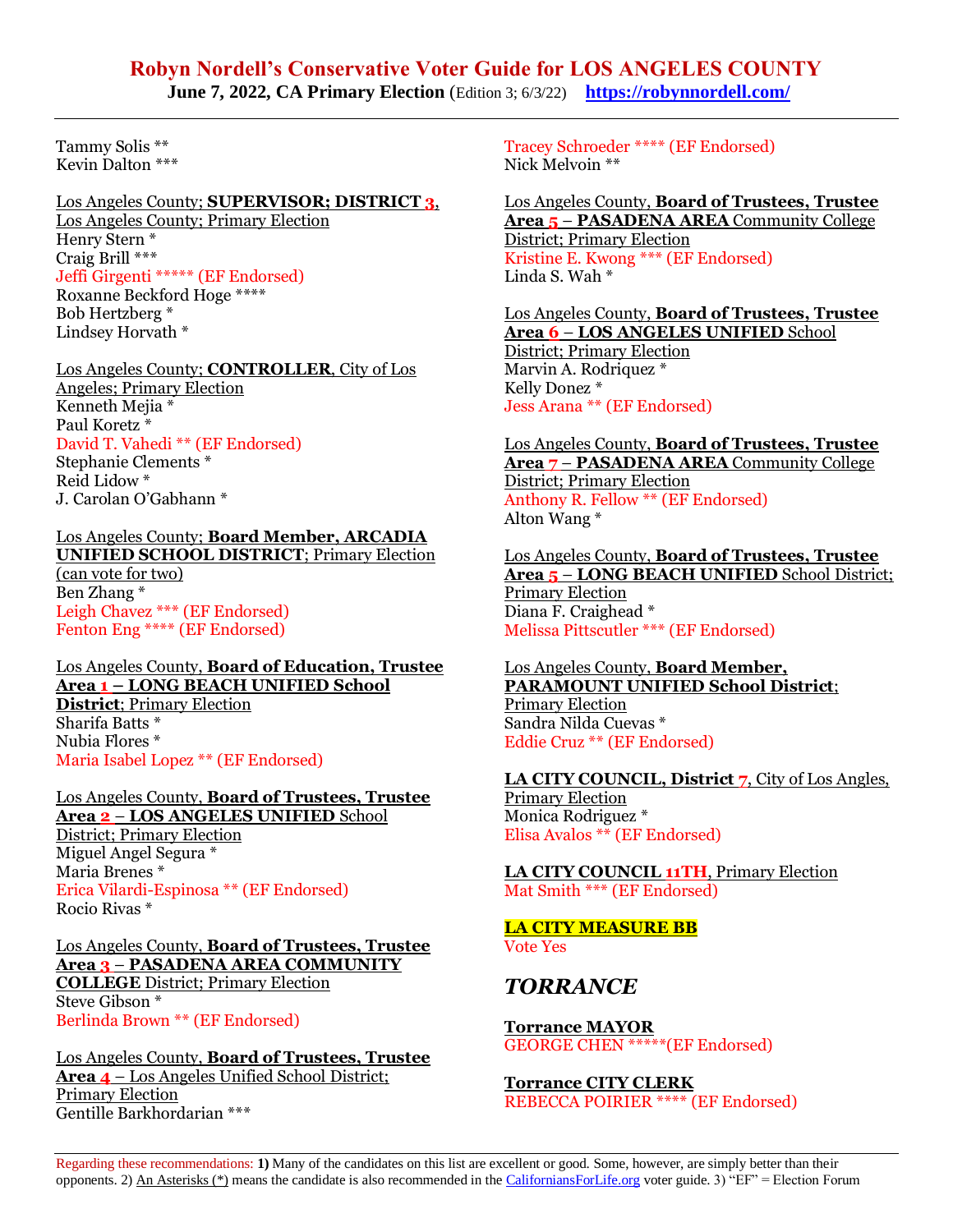# Robyn Nordell's Conservative Voter Guide for LOS ANGELES COUNTY

**June 7, 2022, CA Primary Election** (Edition 3; 6/3/22) https://robynnordell.com/

Tammy Solis **
Kevin Dalton ***

Los Angeles County; **SUPERVISOR; DISTRICT 3**, Los Angeles County; Primary Election
Henry Stern *
Craig Brill ***
Jeffi Girgenti ***** (EF Endorsed)
Roxanne Beckford Hoge ****
Bob Hertzberg *
Lindsey Horvath *

Los Angeles County; **CONTROLLER**, City of Los Angeles; Primary Election
Kenneth Mejia *
Paul Koretz *
David T. Vahedi ** (EF Endorsed)
Stephanie Clements *
Reid Lidow *
J. Carolan O'Gabhann *

Los Angeles County; **Board Member, ARCADIA UNIFIED SCHOOL DISTRICT**; Primary Election (can vote for two)
Ben Zhang *
Leigh Chavez *** (EF Endorsed)
Fenton Eng **** (EF Endorsed)

Los Angeles County, **Board of Education, Trustee Area 1 – LONG BEACH UNIFIED School District**; Primary Election
Sharifa Batts *
Nubia Flores *
Maria Isabel Lopez ** (EF Endorsed)

Los Angeles County, **Board of Trustees, Trustee Area 2 – LOS ANGELES UNIFIED** School District; Primary Election
Miguel Angel Segura *
Maria Brenes *
Erica Vilardi-Espinosa ** (EF Endorsed)
Rocio Rivas *

Los Angeles County, **Board of Trustees, Trustee Area 3 – PASADENA AREA COMMUNITY COLLEGE** District; Primary Election
Steve Gibson *
Berlinda Brown ** (EF Endorsed)

Los Angeles County, **Board of Trustees, Trustee Area 4** – Los Angeles Unified School District; Primary Election
Gentille Barkhordarian ***
Tracey Schroeder **** (EF Endorsed)
Nick Melvoin **

Los Angeles County, **Board of Trustees, Trustee Area 5 – PASADENA AREA** Community College District; Primary Election
Kristine E. Kwong *** (EF Endorsed)
Linda S. Wah *

Los Angeles County, **Board of Trustees, Trustee Area 6 – LOS ANGELES UNIFIED** School District; Primary Election
Marvin A. Rodriquez *
Kelly Donez *
Jess Arana ** (EF Endorsed)

Los Angeles County, **Board of Trustees, Trustee Area 7 – PASADENA AREA** Community College District; Primary Election
Anthony R. Fellow ** (EF Endorsed)
Alton Wang *

Los Angeles County, **Board of Trustees, Trustee Area 5 – LONG BEACH UNIFIED** School District; Primary Election
Diana F. Craighead *
Melissa Pittscutler *** (EF Endorsed)

Los Angeles County, **Board Member, PARAMOUNT UNIFIED School District**; Primary Election
Sandra Nilda Cuevas *
Eddie Cruz ** (EF Endorsed)

**LA CITY COUNCIL, District 7**, City of Los Angles, Primary Election
Monica Rodriguez *
Elisa Avalos ** (EF Endorsed)

**LA CITY COUNCIL 11TH**, Primary Election
Mat Smith *** (EF Endorsed)

**LA CITY MEASURE BB**
Vote Yes

## *TORRANCE*

**Torrance MAYOR**
GEORGE CHEN *****(EF Endorsed)

**Torrance CITY CLERK**
REBECCA POIRIER **** (EF Endorsed)

Regarding these recommendations: **1)** Many of the candidates on this list are excellent or good. Some, however, are simply better than their opponents. 2) An Asterisks (*) means the candidate is also recommended in the CaliforniansForLife.org voter guide. 3) "EF" = Election Forum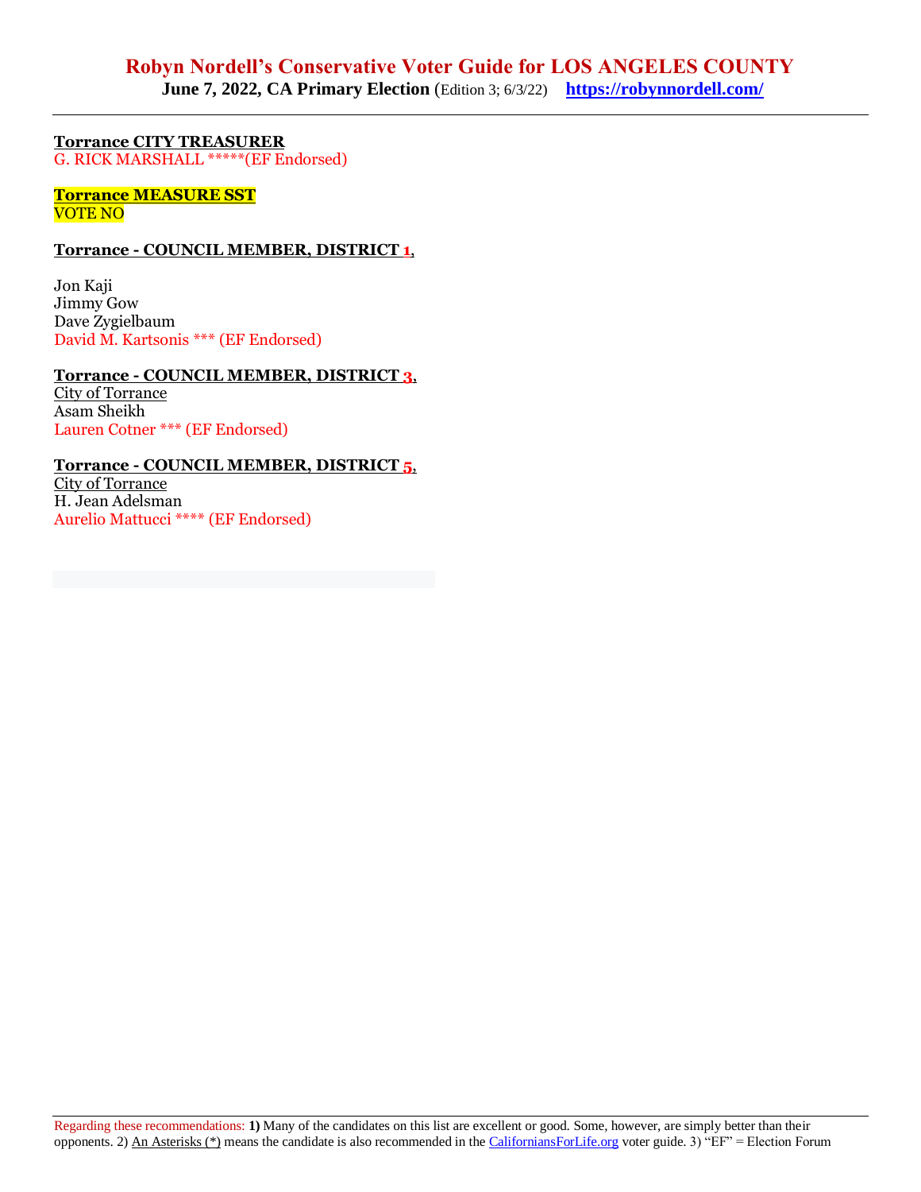**Torrance CITY TREASURER**
G. RICK MARSHALL *****(EF Endorsed)

**Torrance MEASURE SST**
VOTE NO

**Torrance - COUNCIL MEMBER, DISTRICT 1,**

Jon Kaji
Jimmy Gow
Dave Zygielbaum
David M. Kartsonis *** (EF Endorsed)

**Torrance - COUNCIL MEMBER, DISTRICT 3,**
City of Torrance
Asam Sheikh
Lauren Cotner *** (EF Endorsed)

**Torrance - COUNCIL MEMBER, DISTRICT 5,**
City of Torrance
H. Jean Adelsman
Aurelio Mattucci **** (EF Endorsed)

Regarding these recommendations: **1)** Many of the candidates on this list are excellent or good. Some, however, are simply better than their opponents. 2) An Asterisks (*) means the candidate is also recommended in the CaliforniansForLife.org voter guide. 3) "EF" = Election Forum